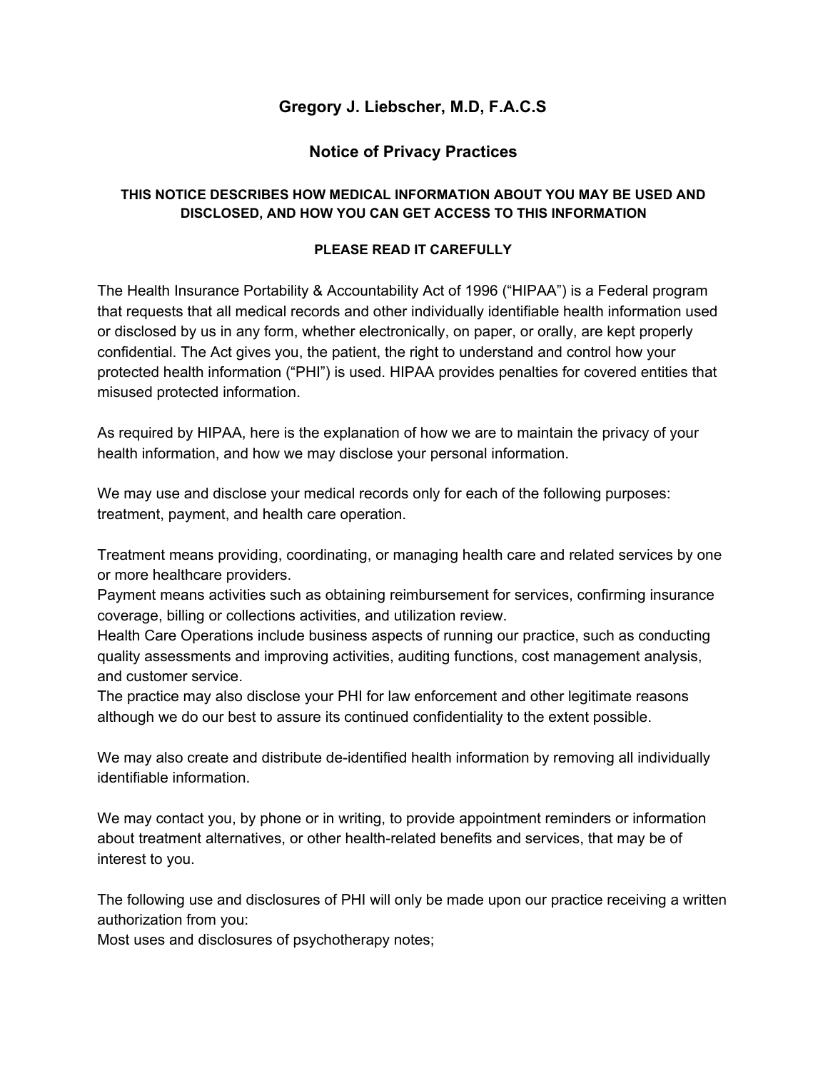# Gregory J. Liebscher, M.D, F.A.C.S

## Notice of Privacy Practices

**THIS NOTICE DESCRIBES HOW MEDICAL INFORMATION ABOUT YOU MAY BE USED AND DISCLOSED, AND HOW YOU CAN GET ACCESS TO THIS INFORMATION**

**PLEASE READ IT CAREFULLY**

The Health Insurance Portability & Accountability Act of 1996 ("HIPAA") is a Federal program that requests that all medical records and other individually identifiable health information used or disclosed by us in any form, whether electronically, on paper, or orally, are kept properly confidential. The Act gives you, the patient, the right to understand and control how your protected health information ("PHI") is used. HIPAA provides penalties for covered entities that misused protected information.

As required by HIPAA, here is the explanation of how we are to maintain the privacy of your health information, and how we may disclose your personal information.

We may use and disclose your medical records only for each of the following purposes: treatment, payment, and health care operation.

Treatment means providing, coordinating, or managing health care and related services by one or more healthcare providers.
Payment means activities such as obtaining reimbursement for services, confirming insurance coverage, billing or collections activities, and utilization review.
Health Care Operations include business aspects of running our practice, such as conducting quality assessments and improving activities, auditing functions, cost management analysis, and customer service.
The practice may also disclose your PHI for law enforcement and other legitimate reasons although we do our best to assure its continued confidentiality to the extent possible.

We may also create and distribute de-identified health information by removing all individually identifiable information.

We may contact you, by phone or in writing, to provide appointment reminders or information about treatment alternatives, or other health-related benefits and services, that may be of interest to you.

The following use and disclosures of PHI will only be made upon our practice receiving a written authorization from you:
Most uses and disclosures of psychotherapy notes;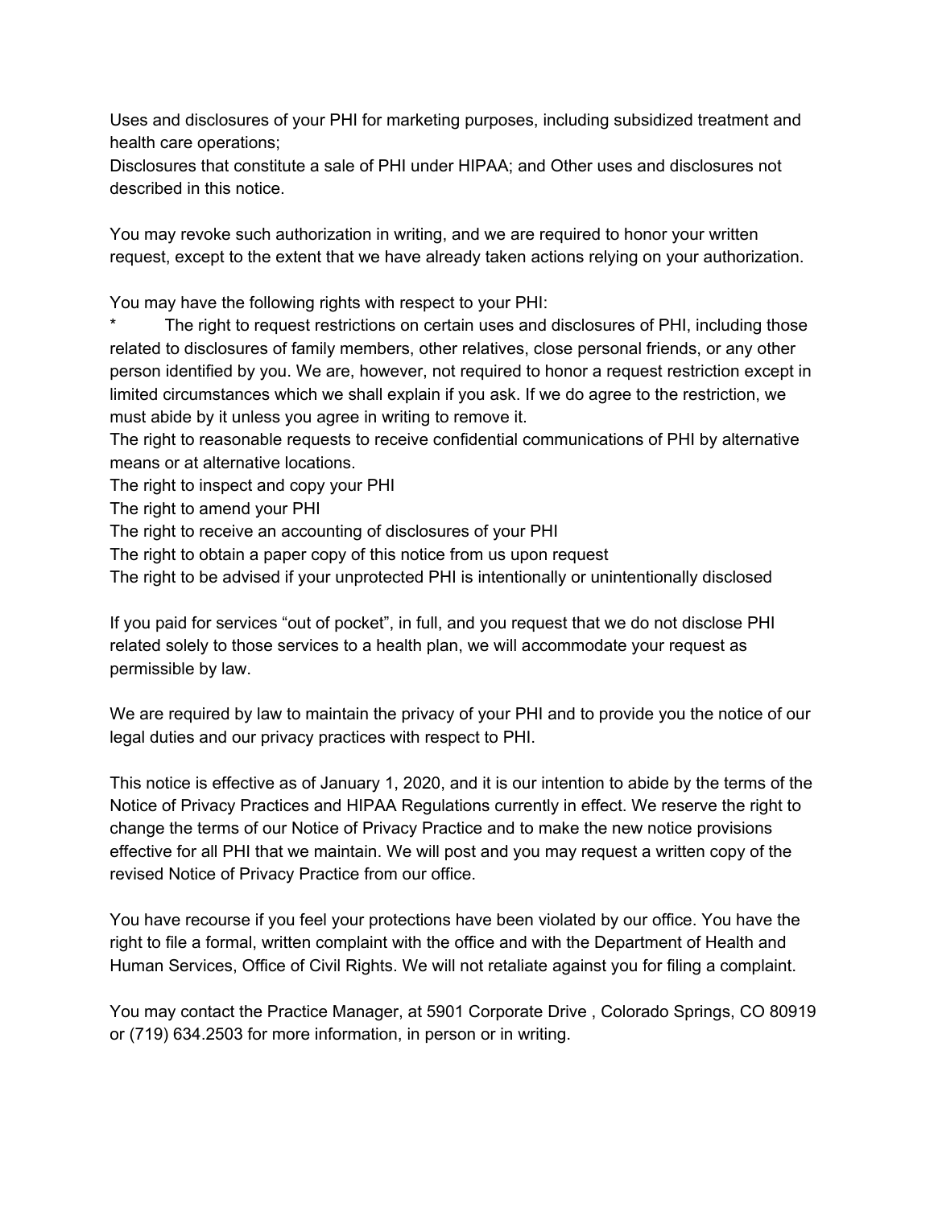Uses and disclosures of your PHI for marketing purposes, including subsidized treatment and health care operations;
Disclosures that constitute a sale of PHI under HIPAA; and Other uses and disclosures not described in this notice.

You may revoke such authorization in writing, and we are required to honor your written request, except to the extent that we have already taken actions relying on your authorization.

You may have the following rights with respect to your PHI:

* The right to request restrictions on certain uses and disclosures of PHI, including those related to disclosures of family members, other relatives, close personal friends, or any other person identified by you. We are, however, not required to honor a request restriction except in limited circumstances which we shall explain if you ask. If we do agree to the restriction, we must abide by it unless you agree in writing to remove it.

The right to reasonable requests to receive confidential communications of PHI by alternative means or at alternative locations.
The right to inspect and copy your PHI
The right to amend your PHI
The right to receive an accounting of disclosures of your PHI
The right to obtain a paper copy of this notice from us upon request
The right to be advised if your unprotected PHI is intentionally or unintentionally disclosed

If you paid for services "out of pocket", in full, and you request that we do not disclose PHI related solely to those services to a health plan, we will accommodate your request as permissible by law.

We are required by law to maintain the privacy of your PHI and to provide you the notice of our legal duties and our privacy practices with respect to PHI.

This notice is effective as of January 1, 2020, and it is our intention to abide by the terms of the Notice of Privacy Practices and HIPAA Regulations currently in effect. We reserve the right to change the terms of our Notice of Privacy Practice and to make the new notice provisions effective for all PHI that we maintain. We will post and you may request a written copy of the revised Notice of Privacy Practice from our office.

You have recourse if you feel your protections have been violated by our office. You have the right to file a formal, written complaint with the office and with the Department of Health and Human Services, Office of Civil Rights. We will not retaliate against you for filing a complaint.

You may contact the Practice Manager, at 5901 Corporate Drive , Colorado Springs, CO 80919 or (719) 634.2503 for more information, in person or in writing.